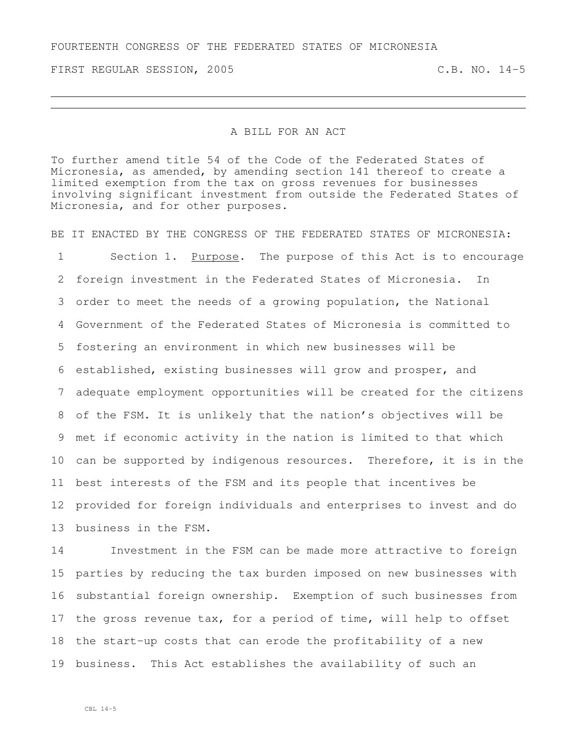FOURTEENTH CONGRESS OF THE FEDERATED STATES OF MICRONESIA

FIRST REGULAR SESSION, 2005 C.B. NO. 14-5

---

## A BILL FOR AN ACT

To further amend title 54 of the Code of the Federated States of Micronesia, as amended, by amending section 141 thereof to create a limited exemption from the tax on gross revenues for businesses involving significant investment from outside the Federated States of Micronesia, and for other purposes.

BE IT ENACTED BY THE CONGRESS OF THE FEDERATED STATES OF MICRONESIA:

1 Section 1. Purpose. The purpose of this Act is to encourage
2 foreign investment in the Federated States of Micronesia. In
3 order to meet the needs of a growing population, the National
4 Government of the Federated States of Micronesia is committed to
5 fostering an environment in which new businesses will be
6 established, existing businesses will grow and prosper, and
7 adequate employment opportunities will be created for the citizens
8 of the FSM. It is unlikely that the nation's objectives will be
9 met if economic activity in the nation is limited to that which
10 can be supported by indigenous resources. Therefore, it is in the
11 best interests of the FSM and its people that incentives be
12 provided for foreign individuals and enterprises to invest and do
13 business in the FSM.

14 Investment in the FSM can be made more attractive to foreign
15 parties by reducing the tax burden imposed on new businesses with
16 substantial foreign ownership. Exemption of such businesses from
17 the gross revenue tax, for a period of time, will help to offset
18 the start-up costs that can erode the profitability of a new
19 business. This Act establishes the availability of such an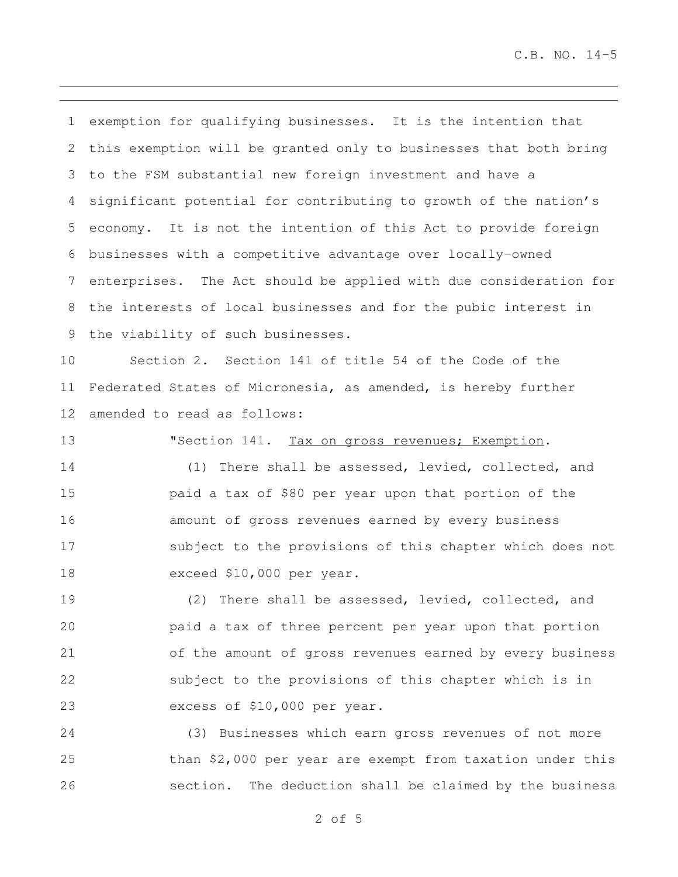exemption for qualifying businesses. It is the intention that this exemption will be granted only to businesses that both bring to the FSM substantial new foreign investment and have a significant potential for contributing to growth of the nation's economy. It is not the intention of this Act to provide foreign businesses with a competitive advantage over locally-owned enterprises. The Act should be applied with due consideration for the interests of local businesses and for the pubic interest in the viability of such businesses.

Section 2. Section 141 of title 54 of the Code of the Federated States of Micronesia, as amended, is hereby further amended to read as follows:

"Section 141. Tax on gross revenues; Exemption.

(1) There shall be assessed, levied, collected, and paid a tax of $80 per year upon that portion of the amount of gross revenues earned by every business subject to the provisions of this chapter which does not exceed $10,000 per year.

(2) There shall be assessed, levied, collected, and paid a tax of three percent per year upon that portion of the amount of gross revenues earned by every business subject to the provisions of this chapter which is in excess of $10,000 per year.

(3) Businesses which earn gross revenues of not more than $2,000 per year are exempt from taxation under this section. The deduction shall be claimed by the business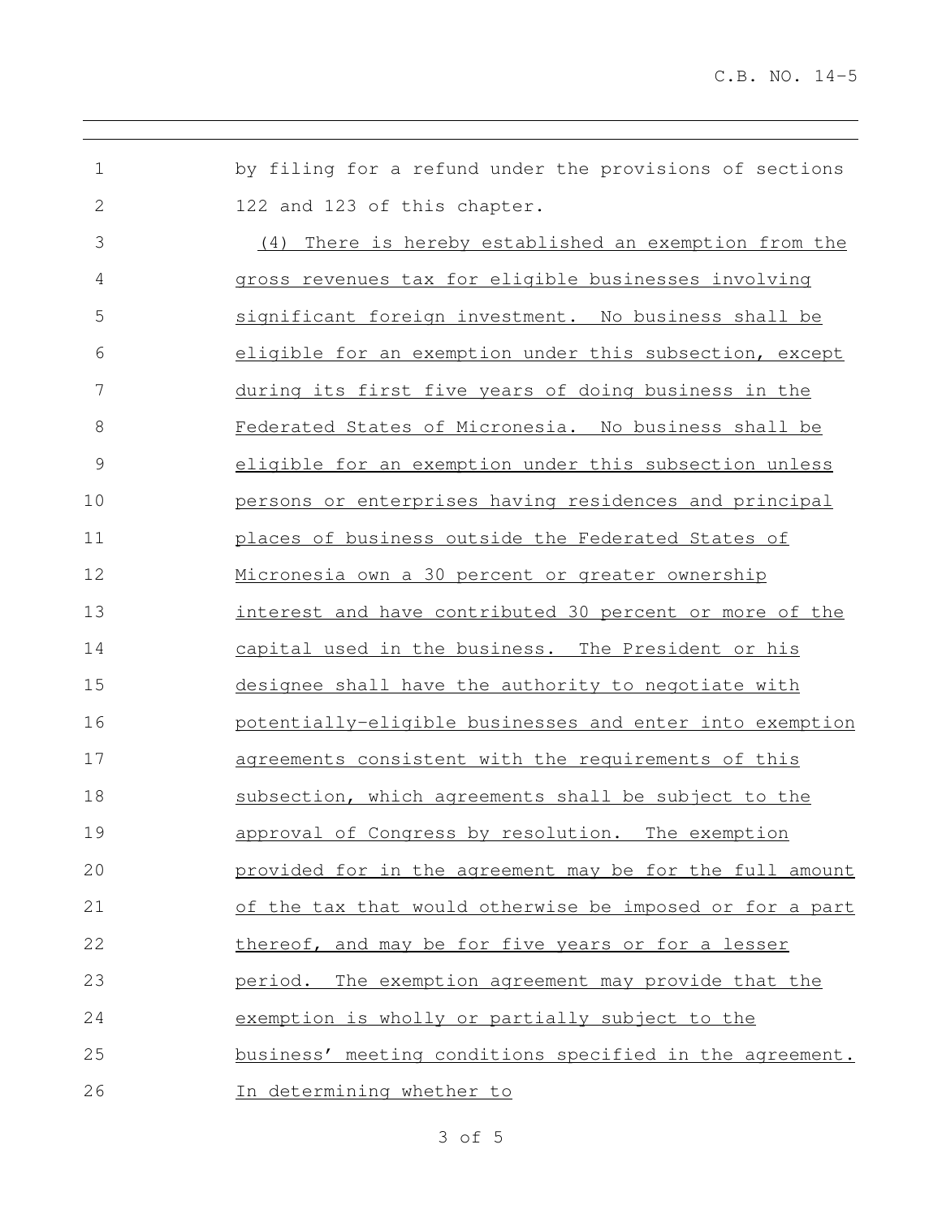by filing for a refund under the provisions of sections 122 and 123 of this chapter.

(4) There is hereby established an exemption from the gross revenues tax for eligible businesses involving significant foreign investment. No business shall be eligible for an exemption under this subsection, except during its first five years of doing business in the Federated States of Micronesia. No business shall be eligible for an exemption under this subsection unless persons or enterprises having residences and principal places of business outside the Federated States of Micronesia own a 30 percent or greater ownership interest and have contributed 30 percent or more of the capital used in the business. The President or his designee shall have the authority to negotiate with potentially-eligible businesses and enter into exemption agreements consistent with the requirements of this subsection, which agreements shall be subject to the approval of Congress by resolution. The exemption provided for in the agreement may be for the full amount of the tax that would otherwise be imposed or for a part thereof, and may be for five years or for a lesser period. The exemption agreement may provide that the exemption is wholly or partially subject to the business' meeting conditions specified in the agreement. In determining whether to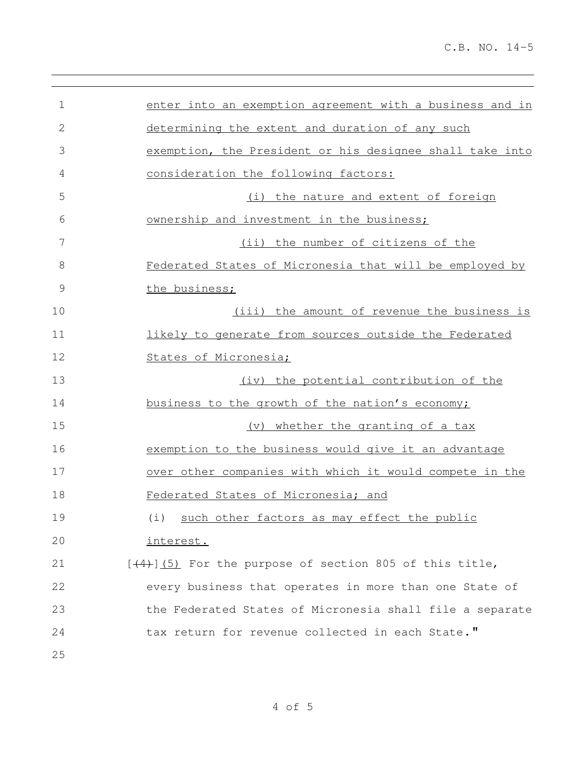enter into an exemption agreement with a business and in determining the extent and duration of any such exemption, the President or his designee shall take into consideration the following factors:

(i) the nature and extent of foreign ownership and investment in the business;

(ii) the number of citizens of the Federated States of Micronesia that will be employed by the business;

(iii) the amount of revenue the business is likely to generate from sources outside the Federated States of Micronesia;

(iv) the potential contribution of the business to the growth of the nation's economy;

(v) whether the granting of a tax exemption to the business would give it an advantage over other companies with which it would compete in the Federated States of Micronesia; and

(i) such other factors as may effect the public interest.

[~~(4)~~](5) For the purpose of section 805 of this title, every business that operates in more than one State of the Federated States of Micronesia shall file a separate tax return for revenue collected in each State."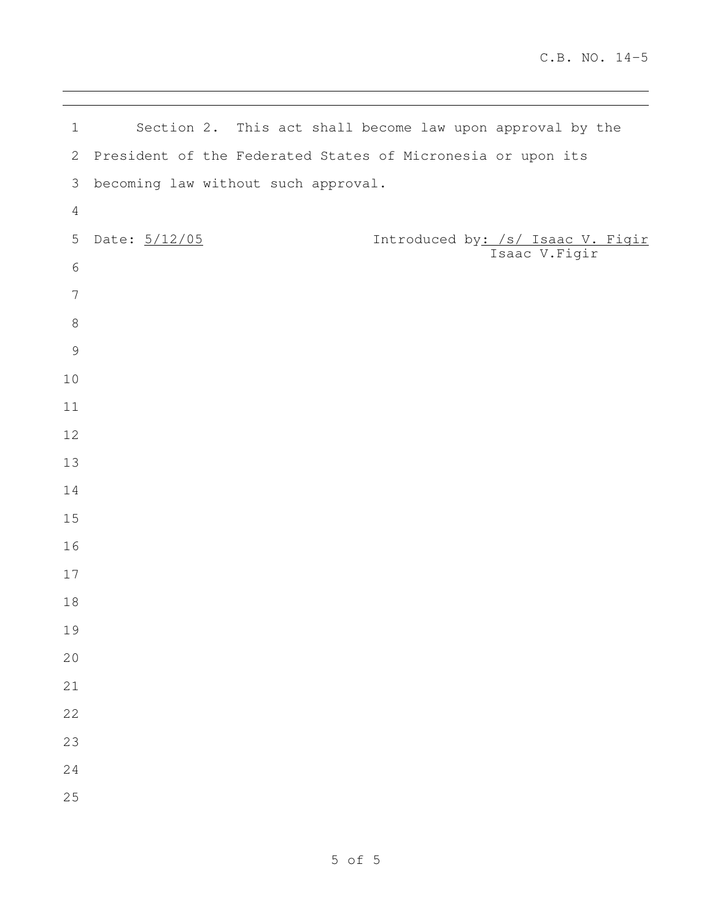Section 2. This act shall become law upon approval by the President of the Federated States of Micronesia or upon its becoming law without such approval.

Date: 5/12/05

Introduced by: /s/ Isaac V. Figir
Isaac V.Figir